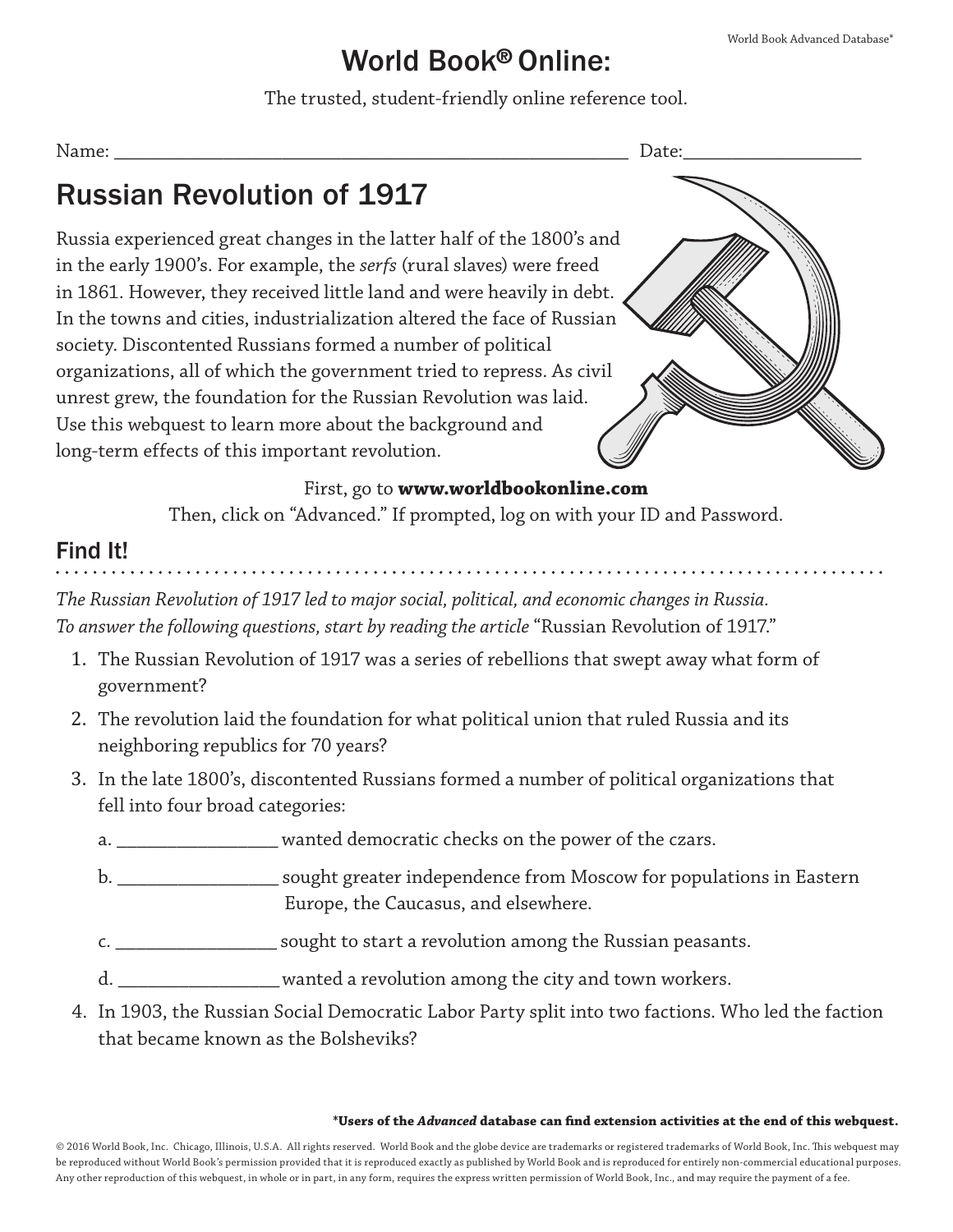# World Book® Online:

The trusted, student-friendly online reference tool.

Name: ______________________________________________ Date: ________________

## Russian Revolution of 1917

Russia experienced great changes in the latter half of the 1800's and in the early 1900's. For example, the *serfs* (rural slaves) were freed in 1861. However, they received little land and were heavily in debt. In the towns and cities, industrialization altered the face of Russian society. Discontented Russians formed a number of political organizations, all of which the government tried to repress. As civil unrest grew, the foundation for the Russian Revolution was laid. Use this webquest to learn more about the background and long-term effects of this important revolution.

First, go to **www.worldbookonline.com**
Then, click on "Advanced." If prompted, log on with your ID and Password.

### Find It!

*The Russian Revolution of 1917 led to major social, political, and economic changes in Russia. To answer the following questions, start by reading the article* "Russian Revolution of 1917."

1. The Russian Revolution of 1917 was a series of rebellions that swept away what form of government?

2. The revolution laid the foundation for what political union that ruled Russia and its neighboring republics for 70 years?

3. In the late 1800's, discontented Russians formed a number of political organizations that fell into four broad categories:

   a. ________________ wanted democratic checks on the power of the czars.

   b. ________________ sought greater independence from Moscow for populations in Eastern Europe, the Caucasus, and elsewhere.

   c. ________________ sought to start a revolution among the Russian peasants.

   d. ________________ wanted a revolution among the city and town workers.

4. In 1903, the Russian Social Democratic Labor Party split into two factions. Who led the faction that became known as the Bolsheviks?

**\*Users of the *Advanced* database can find extension activities at the end of this webquest.**

© 2016 World Book, Inc. Chicago, Illinois, U.S.A. All rights reserved. World Book and the globe device are trademarks or registered trademarks of World Book, Inc. This webquest may be reproduced without World Book's permission provided that it is reproduced exactly as published by World Book and is reproduced for entirely non-commercial educational purposes. Any other reproduction of this webquest, in whole or in part, in any form, requires the express written permission of World Book, Inc., and may require the payment of a fee.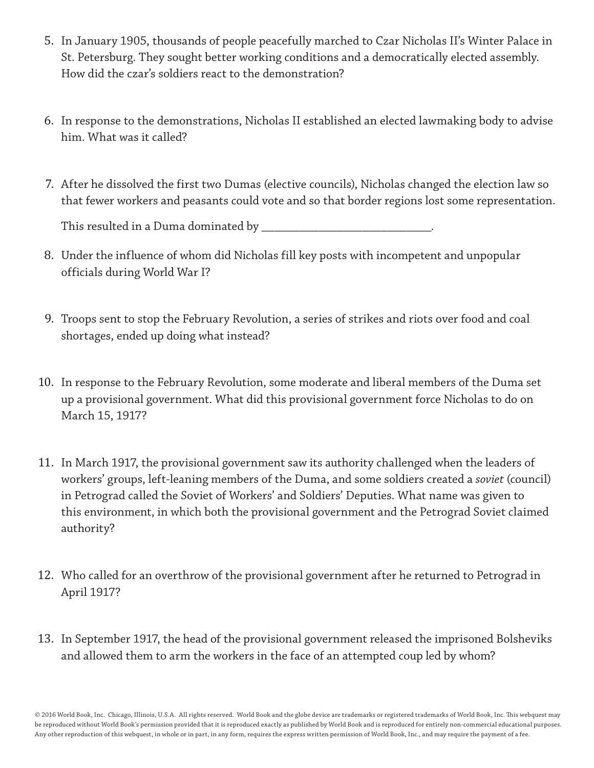5. In January 1905, thousands of people peacefully marched to Czar Nicholas II's Winter Palace in St. Petersburg. They sought better working conditions and a democratically elected assembly. How did the czar's soldiers react to the demonstration?

6. In response to the demonstrations, Nicholas II established an elected lawmaking body to advise him. What was it called?

7. After he dissolved the first two Dumas (elective councils), Nicholas changed the election law so that fewer workers and peasants could vote and so that border regions lost some representation.

   This resulted in a Duma dominated by ______________________________.

8. Under the influence of whom did Nicholas fill key posts with incompetent and unpopular officials during World War I?

9. Troops sent to stop the February Revolution, a series of strikes and riots over food and coal shortages, ended up doing what instead?

10. In response to the February Revolution, some moderate and liberal members of the Duma set up a provisional government. What did this provisional government force Nicholas to do on March 15, 1917?

11. In March 1917, the provisional government saw its authority challenged when the leaders of workers' groups, left-leaning members of the Duma, and some soldiers created a *soviet* (council) in Petrograd called the Soviet of Workers' and Soldiers' Deputies. What name was given to this environment, in which both the provisional government and the Petrograd Soviet claimed authority?

12. Who called for an overthrow of the provisional government after he returned to Petrograd in April 1917?

13. In September 1917, the head of the provisional government released the imprisoned Bolsheviks and allowed them to arm the workers in the face of an attempted coup led by whom?

© 2016 World Book, Inc. Chicago, Illinois, U.S.A. All rights reserved. World Book and the globe device are trademarks or registered trademarks of World Book, Inc. This webquest may be reproduced without World Book's permission provided that it is reproduced exactly as published by World Book and is reproduced for entirely non-commercial educational purposes. Any other reproduction of this webquest, in whole or in part, in any form, requires the express written permission of World Book, Inc., and may require the payment of a fee.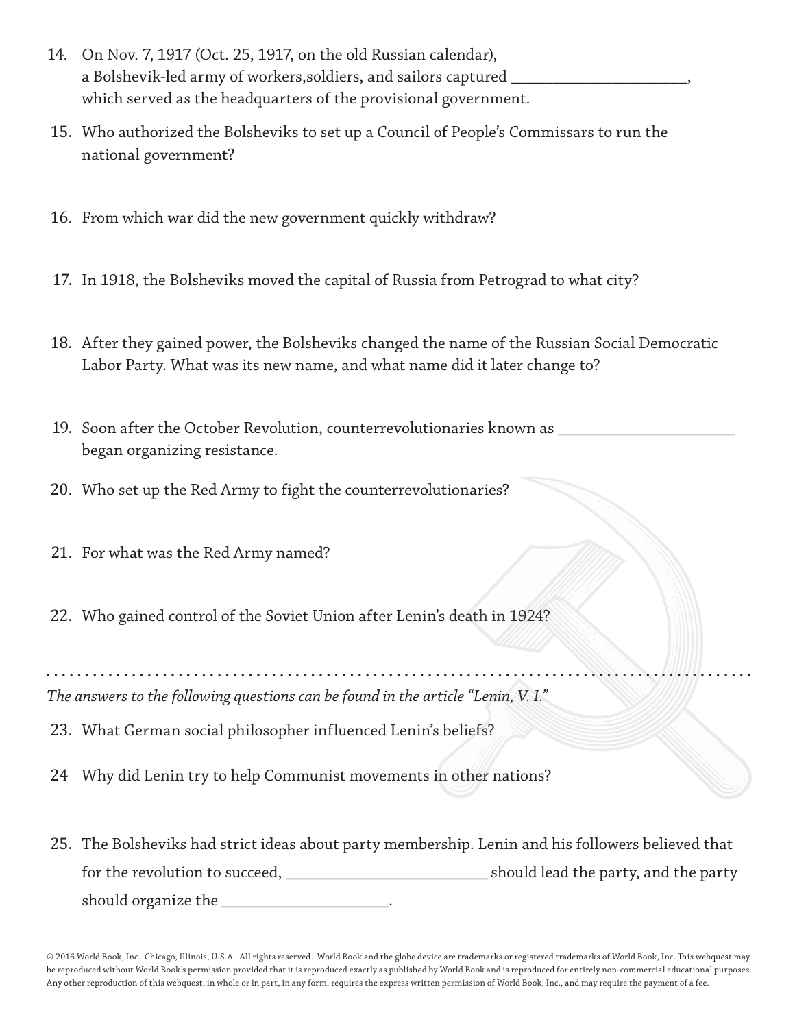14. On Nov. 7, 1917 (Oct. 25, 1917, on the old Russian calendar), a Bolshevik-led army of workers,soldiers, and sailors captured ______________________, which served as the headquarters of the provisional government.

15. Who authorized the Bolsheviks to set up a Council of People's Commissars to run the national government?

16. From which war did the new government quickly withdraw?

17. In 1918, the Bolsheviks moved the capital of Russia from Petrograd to what city?

18. After they gained power, the Bolsheviks changed the name of the Russian Social Democratic Labor Party. What was its new name, and what name did it later change to?

19. Soon after the October Revolution, counterrevolutionaries known as ______________________ began organizing resistance.

20. Who set up the Red Army to fight the counterrevolutionaries?

21. For what was the Red Army named?

22. Who gained control of the Soviet Union after Lenin's death in 1924?

---

*The answers to the following questions can be found in the article "Lenin, V. I."*

23. What German social philosopher influenced Lenin's beliefs?

24 Why did Lenin try to help Communist movements in other nations?

25. The Bolsheviks had strict ideas about party membership. Lenin and his followers believed that for the revolution to succeed, _________________________ should lead the party, and the party should organize the _____________________.

© 2016 World Book, Inc. Chicago, Illinois, U.S.A. All rights reserved. World Book and the globe device are trademarks or registered trademarks of World Book, Inc. This webquest may be reproduced without World Book's permission provided that it is reproduced exactly as published by World Book and is reproduced for entirely non-commercial educational purposes. Any other reproduction of this webquest, in whole or in part, in any form, requires the express written permission of World Book, Inc., and may require the payment of a fee.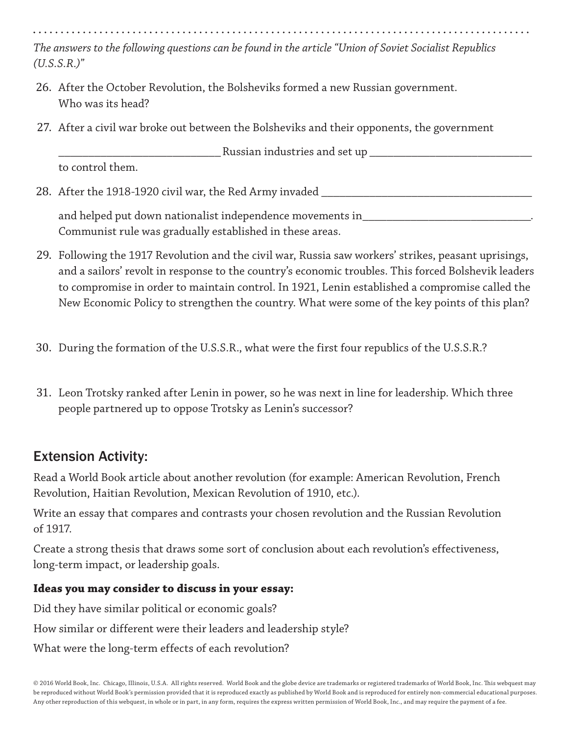*The answers to the following questions can be found in the article "Union of Soviet Socialist Republics (U.S.S.R.)"*

26. After the October Revolution, the Bolsheviks formed a new Russian government. Who was its head?

27. After a civil war broke out between the Bolsheviks and their opponents, the government ______________________________ Russian industries and set up ______________________________ to control them.

28. After the 1918-1920 civil war, the Red Army invaded ________________________________________ and helped put down nationalist independence movements in________________________________. Communist rule was gradually established in these areas.

29. Following the 1917 Revolution and the civil war, Russia saw workers' strikes, peasant uprisings, and a sailors' revolt in response to the country's economic troubles. This forced Bolshevik leaders to compromise in order to maintain control. In 1921, Lenin established a compromise called the New Economic Policy to strengthen the country. What were some of the key points of this plan?

30. During the formation of the U.S.S.R., what were the first four republics of the U.S.S.R.?

31. Leon Trotsky ranked after Lenin in power, so he was next in line for leadership. Which three people partnered up to oppose Trotsky as Lenin's successor?

## Extension Activity:

Read a World Book article about another revolution (for example: American Revolution, French Revolution, Haitian Revolution, Mexican Revolution of 1910, etc.).

Write an essay that compares and contrasts your chosen revolution and the Russian Revolution of 1917.

Create a strong thesis that draws some sort of conclusion about each revolution's effectiveness, long-term impact, or leadership goals.

**Ideas you may consider to discuss in your essay:**

Did they have similar political or economic goals?

How similar or different were their leaders and leadership style?

What were the long-term effects of each revolution?

© 2016 World Book, Inc. Chicago, Illinois, U.S.A. All rights reserved. World Book and the globe device are trademarks or registered trademarks of World Book, Inc. This webquest may be reproduced without World Book's permission provided that it is reproduced exactly as published by World Book and is reproduced for entirely non-commercial educational purposes. Any other reproduction of this webquest, in whole or in part, in any form, requires the express written permission of World Book, Inc., and may require the payment of a fee.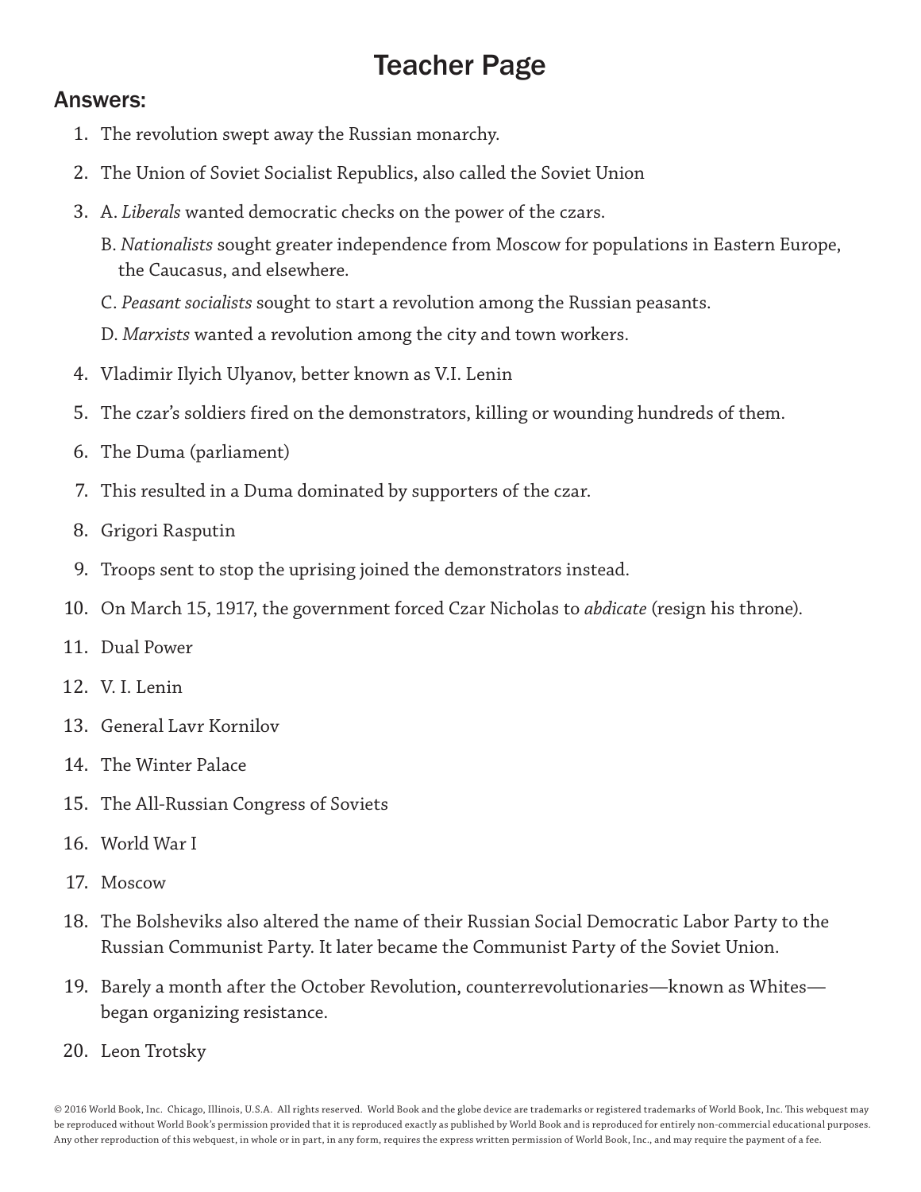# Teacher Page

## Answers:

1. The revolution swept away the Russian monarchy.
2. The Union of Soviet Socialist Republics, also called the Soviet Union
3. A. *Liberals* wanted democratic checks on the power of the czars.

   B. *Nationalists* sought greater independence from Moscow for populations in Eastern Europe, the Caucasus, and elsewhere.

   C. *Peasant socialists* sought to start a revolution among the Russian peasants.

   D. *Marxists* wanted a revolution among the city and town workers.
4. Vladimir Ilyich Ulyanov, better known as V.I. Lenin
5. The czar's soldiers fired on the demonstrators, killing or wounding hundreds of them.
6. The Duma (parliament)
7. This resulted in a Duma dominated by supporters of the czar.
8. Grigori Rasputin
9. Troops sent to stop the uprising joined the demonstrators instead.
10. On March 15, 1917, the government forced Czar Nicholas to *abdicate* (resign his throne).
11. Dual Power
12. V. I. Lenin
13. General Lavr Kornilov
14. The Winter Palace
15. The All-Russian Congress of Soviets
16. World War I
17. Moscow
18. The Bolsheviks also altered the name of their Russian Social Democratic Labor Party to the Russian Communist Party. It later became the Communist Party of the Soviet Union.
19. Barely a month after the October Revolution, counterrevolutionaries—known as Whites—began organizing resistance.
20. Leon Trotsky

© 2016 World Book, Inc. Chicago, Illinois, U.S.A. All rights reserved. World Book and the globe device are trademarks or registered trademarks of World Book, Inc. This webquest may be reproduced without World Book's permission provided that it is reproduced exactly as published by World Book and is reproduced for entirely non-commercial educational purposes. Any other reproduction of this webquest, in whole or in part, in any form, requires the express written permission of World Book, Inc., and may require the payment of a fee.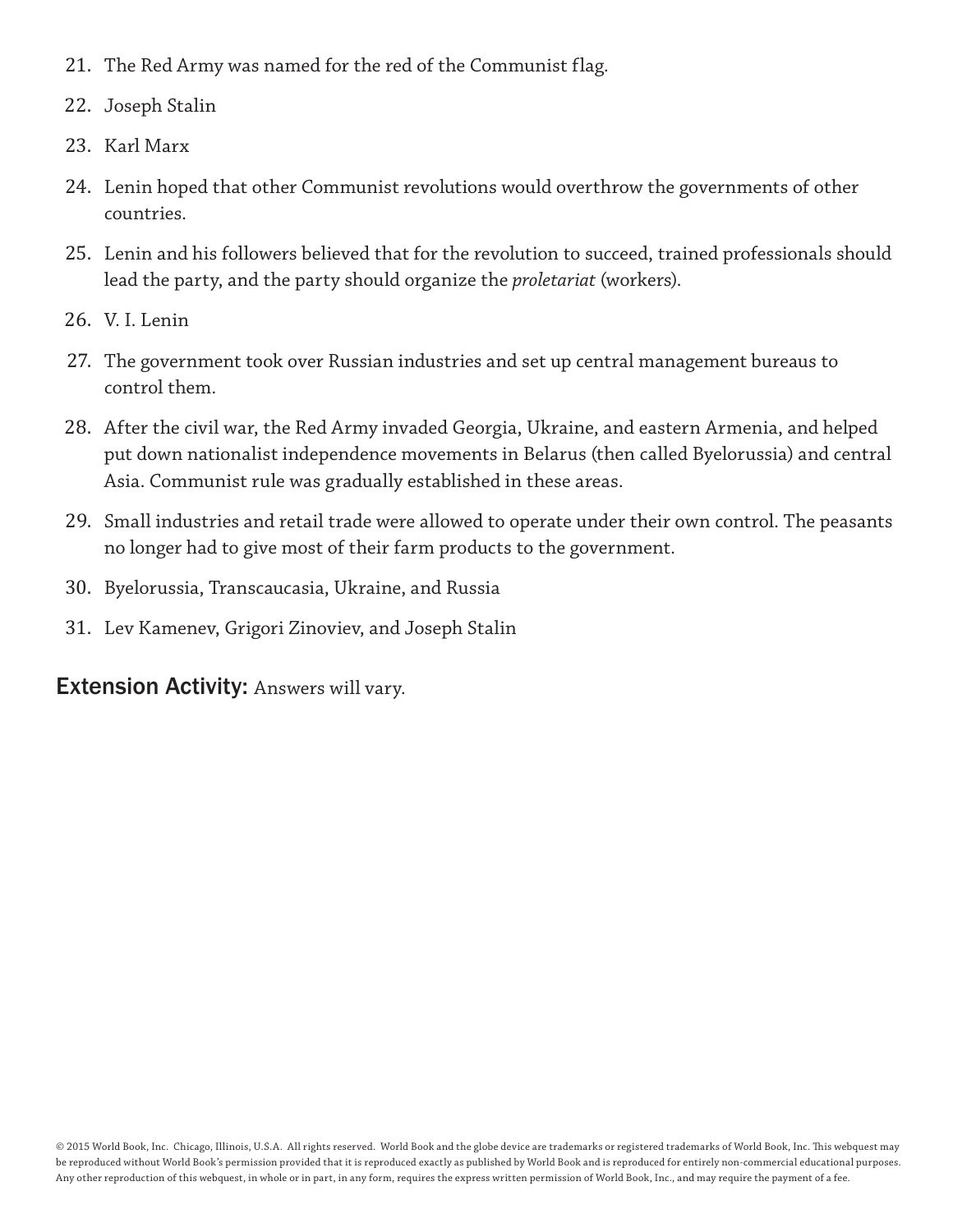21. The Red Army was named for the red of the Communist flag.
22. Joseph Stalin
23. Karl Marx
24. Lenin hoped that other Communist revolutions would overthrow the governments of other countries.
25. Lenin and his followers believed that for the revolution to succeed, trained professionals should lead the party, and the party should organize the *proletariat* (workers).
26. V. I. Lenin
27. The government took over Russian industries and set up central management bureaus to control them.
28. After the civil war, the Red Army invaded Georgia, Ukraine, and eastern Armenia, and helped put down nationalist independence movements in Belarus (then called Byelorussia) and central Asia. Communist rule was gradually established in these areas.
29. Small industries and retail trade were allowed to operate under their own control. The peasants no longer had to give most of their farm products to the government.
30. Byelorussia, Transcaucasia, Ukraine, and Russia
31. Lev Kamenev, Grigori Zinoviev, and Joseph Stalin

**Extension Activity:** Answers will vary.

© 2015 World Book, Inc. Chicago, Illinois, U.S.A. All rights reserved. World Book and the globe device are trademarks or registered trademarks of World Book, Inc. This webquest may be reproduced without World Book's permission provided that it is reproduced exactly as published by World Book and is reproduced for entirely non-commercial educational purposes. Any other reproduction of this webquest, in whole or in part, in any form, requires the express written permission of World Book, Inc., and may require the payment of a fee.